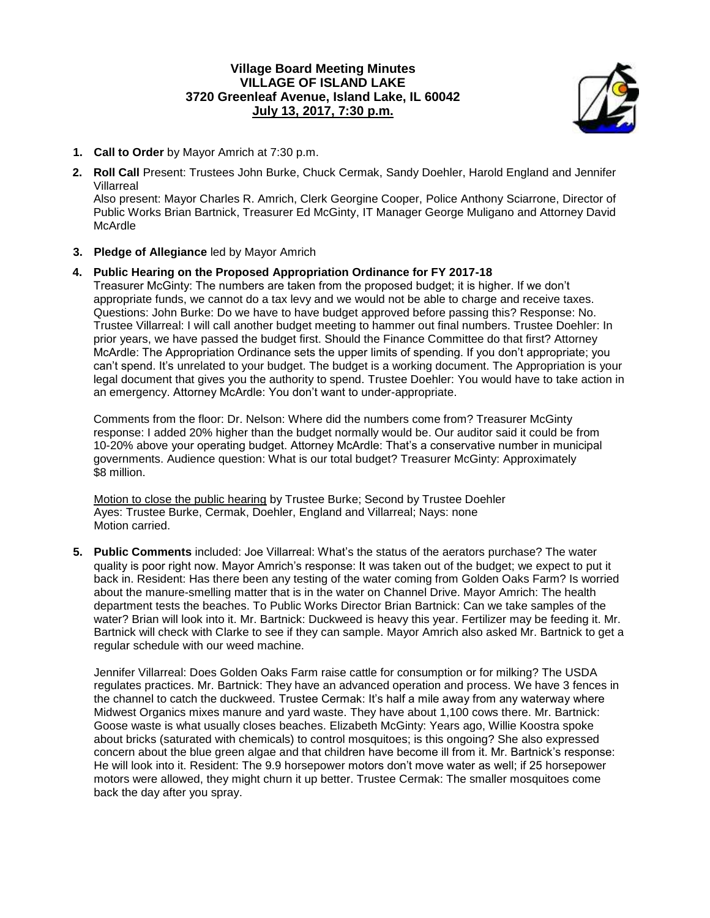# Village Board Meeting Minutes
## VILLAGE OF ISLAND LAKE
### 3720 Greenleaf Avenue, Island Lake, IL 60042
### July 13, 2017, 7:30 p.m.

1. **Call to Order** by Mayor Amrich at 7:30 p.m.

2. **Roll Call** Present: Trustees John Burke, Chuck Cermak, Sandy Doehler, Harold England and Jennifer Villarreal
   Also present: Mayor Charles R. Amrich, Clerk Georgine Cooper, Police Anthony Sciarrone, Director of Public Works Brian Bartnick, Treasurer Ed McGinty, IT Manager George Muligano and Attorney David McArdle

3. **Pledge of Allegiance** led by Mayor Amrich

4. **Public Hearing on the Proposed Appropriation Ordinance for FY 2017-18**
   Treasurer McGinty: The numbers are taken from the proposed budget; it is higher. If we don't appropriate funds, we cannot do a tax levy and we would not be able to charge and receive taxes. Questions: John Burke: Do we have to have budget approved before passing this? Response: No. Trustee Villarreal: I will call another budget meeting to hammer out final numbers. Trustee Doehler: In prior years, we have passed the budget first. Should the Finance Committee do that first? Attorney McArdle: The Appropriation Ordinance sets the upper limits of spending. If you don't appropriate; you can't spend. It's unrelated to your budget. The budget is a working document. The Appropriation is your legal document that gives you the authority to spend. Trustee Doehler: You would have to take action in an emergency. Attorney McArdle: You don't want to under-appropriate.

   Comments from the floor: Dr. Nelson: Where did the numbers come from? Treasurer McGinty response: I added 20% higher than the budget normally would be. Our auditor said it could be from 10-20% above your operating budget. Attorney McArdle: That's a conservative number in municipal governments. Audience question: What is our total budget? Treasurer McGinty: Approximately $8 million.

   Motion to close the public hearing by Trustee Burke; Second by Trustee Doehler
   Ayes: Trustee Burke, Cermak, Doehler, England and Villarreal; Nays: none
   Motion carried.

5. **Public Comments** included: Joe Villarreal: What's the status of the aerators purchase? The water quality is poor right now. Mayor Amrich's response: It was taken out of the budget; we expect to put it back in. Resident: Has there been any testing of the water coming from Golden Oaks Farm? Is worried about the manure-smelling matter that is in the water on Channel Drive. Mayor Amrich: The health department tests the beaches. To Public Works Director Brian Bartnick: Can we take samples of the water? Brian will look into it. Mr. Bartnick: Duckweed is heavy this year. Fertilizer may be feeding it. Mr. Bartnick will check with Clarke to see if they can sample. Mayor Amrich also asked Mr. Bartnick to get a regular schedule with our weed machine.

   Jennifer Villarreal: Does Golden Oaks Farm raise cattle for consumption or for milking? The USDA regulates practices. Mr. Bartnick: They have an advanced operation and process. We have 3 fences in the channel to catch the duckweed. Trustee Cermak: It's half a mile away from any waterway where Midwest Organics mixes manure and yard waste. They have about 1,100 cows there. Mr. Bartnick: Goose waste is what usually closes beaches. Elizabeth McGinty: Years ago, Willie Koostra spoke about bricks (saturated with chemicals) to control mosquitoes; is this ongoing? She also expressed concern about the blue green algae and that children have become ill from it. Mr. Bartnick's response: He will look into it. Resident: The 9.9 horsepower motors don't move water as well; if 25 horsepower motors were allowed, they might churn it up better. Trustee Cermak: The smaller mosquitoes come back the day after you spray.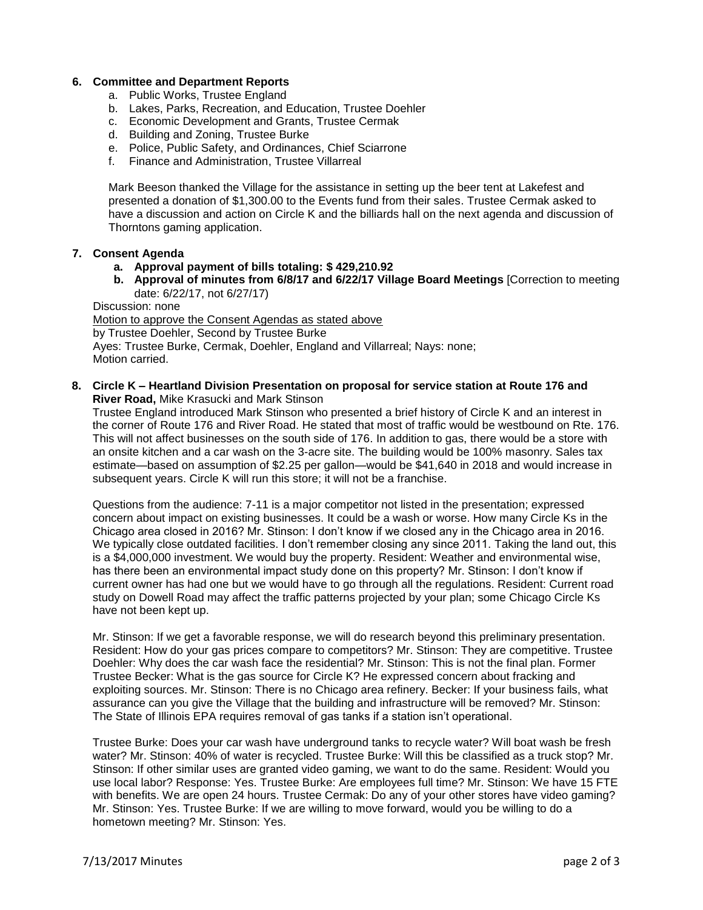**6. Committee and Department Reports**

a. Public Works, Trustee England
b. Lakes, Parks, Recreation, and Education, Trustee Doehler
c. Economic Development and Grants, Trustee Cermak
d. Building and Zoning, Trustee Burke
e. Police, Public Safety, and Ordinances, Chief Sciarrone
f. Finance and Administration, Trustee Villarreal

Mark Beeson thanked the Village for the assistance in setting up the beer tent at Lakefest and presented a donation of $1,300.00 to the Events fund from their sales. Trustee Cermak asked to have a discussion and action on Circle K and the billiards hall on the next agenda and discussion of Thorntons gaming application.

**7. Consent Agenda**

**a. Approval payment of bills totaling: $ 429,210.92**
**b. Approval of minutes from 6/8/17 and 6/22/17 Village Board Meetings** [Correction to meeting date: 6/22/17, not 6/27/17)

Discussion: none
<u>Motion to approve the Consent Agendas as stated above</u>
by Trustee Doehler, Second by Trustee Burke
Ayes: Trustee Burke, Cermak, Doehler, England and Villarreal; Nays: none;
Motion carried.

**8. Circle K – Heartland Division Presentation on proposal for service station at Route 176 and River Road,** Mike Krasucki and Mark Stinson

Trustee England introduced Mark Stinson who presented a brief history of Circle K and an interest in the corner of Route 176 and River Road. He stated that most of traffic would be westbound on Rte. 176. This will not affect businesses on the south side of 176. In addition to gas, there would be a store with an onsite kitchen and a car wash on the 3-acre site. The building would be 100% masonry. Sales tax estimate—based on assumption of $2.25 per gallon—would be $41,640 in 2018 and would increase in subsequent years. Circle K will run this store; it will not be a franchise.

Questions from the audience: 7-11 is a major competitor not listed in the presentation; expressed concern about impact on existing businesses. It could be a wash or worse. How many Circle Ks in the Chicago area closed in 2016? Mr. Stinson: I don't know if we closed any in the Chicago area in 2016. We typically close outdated facilities. I don't remember closing any since 2011. Taking the land out, this is a $4,000,000 investment. We would buy the property. Resident: Weather and environmental wise, has there been an environmental impact study done on this property? Mr. Stinson: I don't know if current owner has had one but we would have to go through all the regulations. Resident: Current road study on Dowell Road may affect the traffic patterns projected by your plan; some Chicago Circle Ks have not been kept up.

Mr. Stinson: If we get a favorable response, we will do research beyond this preliminary presentation. Resident: How do your gas prices compare to competitors? Mr. Stinson: They are competitive. Trustee Doehler: Why does the car wash face the residential? Mr. Stinson: This is not the final plan. Former Trustee Becker: What is the gas source for Circle K? He expressed concern about fracking and exploiting sources. Mr. Stinson: There is no Chicago area refinery. Becker: If your business fails, what assurance can you give the Village that the building and infrastructure will be removed? Mr. Stinson: The State of Illinois EPA requires removal of gas tanks if a station isn't operational.

Trustee Burke: Does your car wash have underground tanks to recycle water? Will boat wash be fresh water? Mr. Stinson: 40% of water is recycled. Trustee Burke: Will this be classified as a truck stop? Mr. Stinson: If other similar uses are granted video gaming, we want to do the same. Resident: Would you use local labor? Response: Yes. Trustee Burke: Are employees full time? Mr. Stinson: We have 15 FTE with benefits. We are open 24 hours. Trustee Cermak: Do any of your other stores have video gaming? Mr. Stinson: Yes. Trustee Burke: If we are willing to move forward, would you be willing to do a hometown meeting? Mr. Stinson: Yes.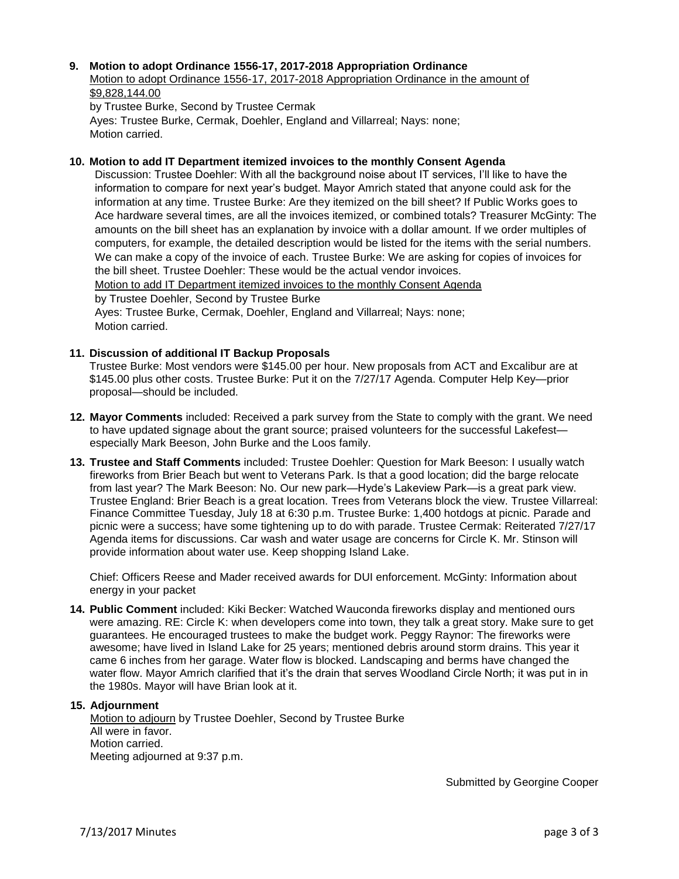**9. Motion to adopt Ordinance 1556-17, 2017-2018 Appropriation Ordinance**

Motion to adopt Ordinance 1556-17, 2017-2018 Appropriation Ordinance in the amount of $9,828,144.00
by Trustee Burke, Second by Trustee Cermak
Ayes: Trustee Burke, Cermak, Doehler, England and Villarreal; Nays: none;
Motion carried.

**10. Motion to add IT Department itemized invoices to the monthly Consent Agenda**

Discussion: Trustee Doehler: With all the background noise about IT services, I'll like to have the information to compare for next year's budget. Mayor Amrich stated that anyone could ask for the information at any time. Trustee Burke: Are they itemized on the bill sheet? If Public Works goes to Ace hardware several times, are all the invoices itemized, or combined totals? Treasurer McGinty: The amounts on the bill sheet has an explanation by invoice with a dollar amount. If we order multiples of computers, for example, the detailed description would be listed for the items with the serial numbers. We can make a copy of the invoice of each. Trustee Burke: We are asking for copies of invoices for the bill sheet. Trustee Doehler: These would be the actual vendor invoices.
Motion to add IT Department itemized invoices to the monthly Consent Agenda
by Trustee Doehler, Second by Trustee Burke
Ayes: Trustee Burke, Cermak, Doehler, England and Villarreal; Nays: none;
Motion carried.

**11. Discussion of additional IT Backup Proposals**

Trustee Burke: Most vendors were $145.00 per hour. New proposals from ACT and Excalibur are at $145.00 plus other costs. Trustee Burke: Put it on the 7/27/17 Agenda. Computer Help Key—prior proposal—should be included.

**12. Mayor Comments** included: Received a park survey from the State to comply with the grant. We need to have updated signage about the grant source; praised volunteers for the successful Lakefest—especially Mark Beeson, John Burke and the Loos family.

**13. Trustee and Staff Comments** included: Trustee Doehler: Question for Mark Beeson: I usually watch fireworks from Brier Beach but went to Veterans Park. Is that a good location; did the barge relocate from last year? The Mark Beeson: No. Our new park—Hyde's Lakeview Park—is a great park view. Trustee England: Brier Beach is a great location. Trees from Veterans block the view. Trustee Villarreal: Finance Committee Tuesday, July 18 at 6:30 p.m. Trustee Burke: 1,400 hotdogs at picnic. Parade and picnic were a success; have some tightening up to do with parade. Trustee Cermak: Reiterated 7/27/17 Agenda items for discussions. Car wash and water usage are concerns for Circle K. Mr. Stinson will provide information about water use. Keep shopping Island Lake.

Chief: Officers Reese and Mader received awards for DUI enforcement. McGinty: Information about energy in your packet

**14. Public Comment** included: Kiki Becker: Watched Wauconda fireworks display and mentioned ours were amazing. RE: Circle K: when developers come into town, they talk a great story. Make sure to get guarantees. He encouraged trustees to make the budget work. Peggy Raynor: The fireworks were awesome; have lived in Island Lake for 25 years; mentioned debris around storm drains. This year it came 6 inches from her garage. Water flow is blocked. Landscaping and berms have changed the water flow. Mayor Amrich clarified that it's the drain that serves Woodland Circle North; it was put in in the 1980s. Mayor will have Brian look at it.

**15. Adjournment**

Motion to adjourn by Trustee Doehler, Second by Trustee Burke
All were in favor.
Motion carried.
Meeting adjourned at 9:37 p.m.

Submitted by Georgine Cooper